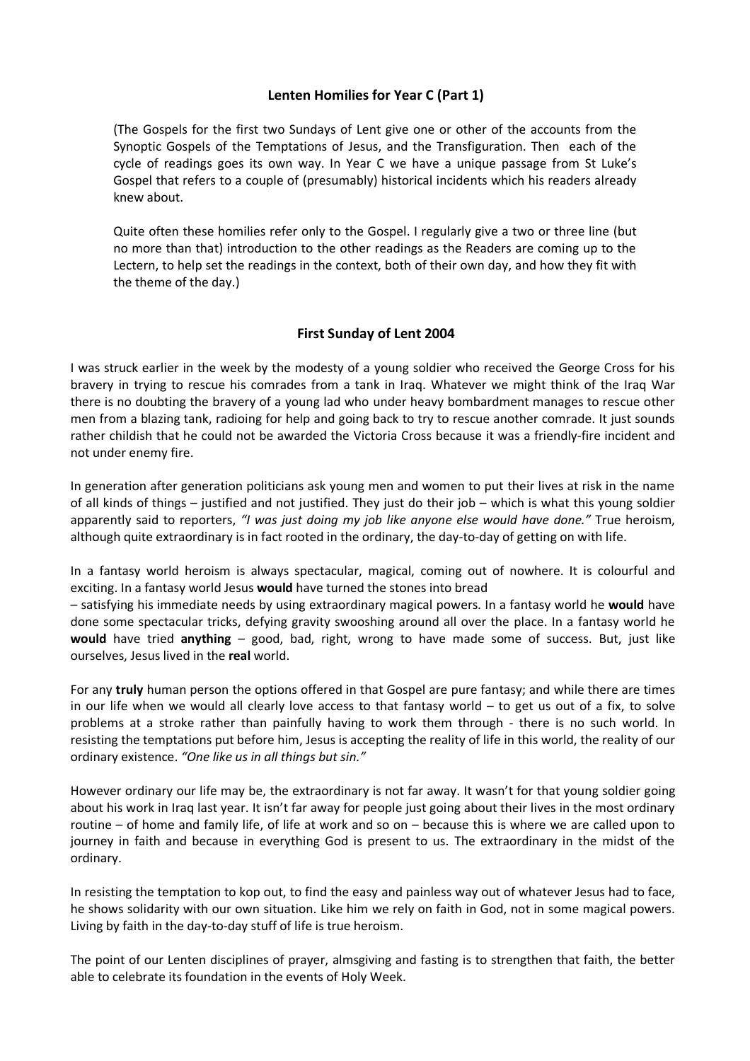## Lenten Homilies for Year C (Part 1)

(The Gospels for the first two Sundays of Lent give one or other of the accounts from the Synoptic Gospels of the Temptations of Jesus, and the Transfiguration. Then each of the cycle of readings goes its own way. In Year C we have a unique passage from St Luke's Gospel that refers to a couple of (presumably) historical incidents which his readers already knew about.

Quite often these homilies refer only to the Gospel. I regularly give a two or three line (but no more than that) introduction to the other readings as the Readers are coming up to the Lectern, to help set the readings in the context, both of their own day, and how they fit with the theme of the day.)

### First Sunday of Lent 2004

I was struck earlier in the week by the modesty of a young soldier who received the George Cross for his bravery in trying to rescue his comrades from a tank in Iraq. Whatever we might think of the Iraq War there is no doubting the bravery of a young lad who under heavy bombardment manages to rescue other men from a blazing tank, radioing for help and going back to try to rescue another comrade. It just sounds rather childish that he could not be awarded the Victoria Cross because it was a friendly-fire incident and not under enemy fire.

In generation after generation politicians ask young men and women to put their lives at risk in the name of all kinds of things – justified and not justified. They just do their job – which is what this young soldier apparently said to reporters, *"I was just doing my job like anyone else would have done."* True heroism, although quite extraordinary is in fact rooted in the ordinary, the day-to-day of getting on with life.

In a fantasy world heroism is always spectacular, magical, coming out of nowhere. It is colourful and exciting. In a fantasy world Jesus **would** have turned the stones into bread – satisfying his immediate needs by using extraordinary magical powers. In a fantasy world he **would** have done some spectacular tricks, defying gravity swooshing around all over the place. In a fantasy world he **would** have tried **anything** – good, bad, right, wrong to have made some of success. But, just like ourselves, Jesus lived in the **real** world.

For any **truly** human person the options offered in that Gospel are pure fantasy; and while there are times in our life when we would all clearly love access to that fantasy world – to get us out of a fix, to solve problems at a stroke rather than painfully having to work them through - there is no such world. In resisting the temptations put before him, Jesus is accepting the reality of life in this world, the reality of our ordinary existence. *"One like us in all things but sin."*

However ordinary our life may be, the extraordinary is not far away. It wasn't for that young soldier going about his work in Iraq last year. It isn't far away for people just going about their lives in the most ordinary routine – of home and family life, of life at work and so on – because this is where we are called upon to journey in faith and because in everything God is present to us. The extraordinary in the midst of the ordinary.

In resisting the temptation to kop out, to find the easy and painless way out of whatever Jesus had to face, he shows solidarity with our own situation. Like him we rely on faith in God, not in some magical powers. Living by faith in the day-to-day stuff of life is true heroism.

The point of our Lenten disciplines of prayer, almsgiving and fasting is to strengthen that faith, the better able to celebrate its foundation in the events of Holy Week.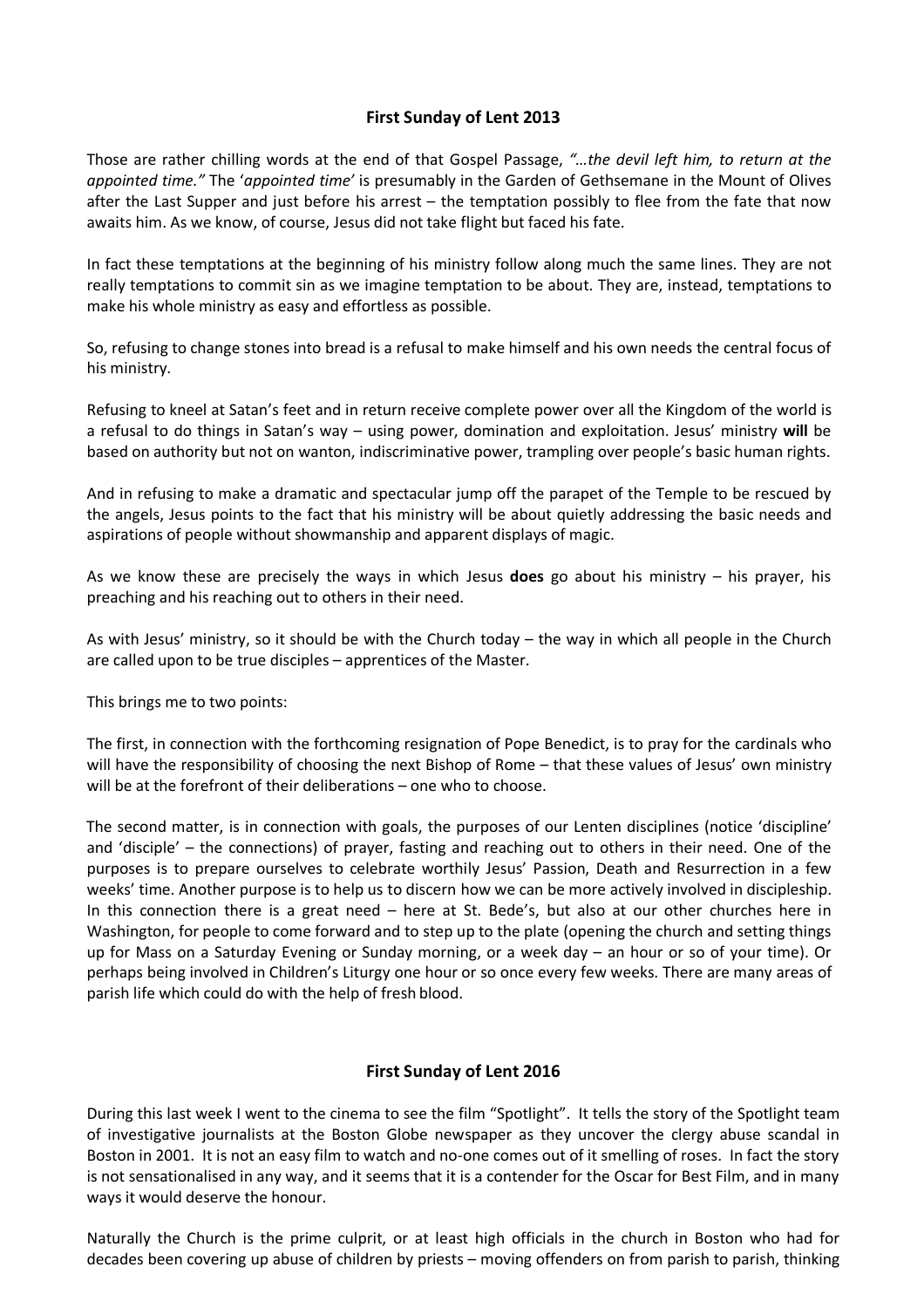## First Sunday of Lent 2013

Those are rather chilling words at the end of that Gospel Passage, *"…the devil left him, to return at the appointed time."* The '*appointed time'* is presumably in the Garden of Gethsemane in the Mount of Olives after the Last Supper and just before his arrest – the temptation possibly to flee from the fate that now awaits him. As we know, of course, Jesus did not take flight but faced his fate.

In fact these temptations at the beginning of his ministry follow along much the same lines. They are not really temptations to commit sin as we imagine temptation to be about. They are, instead, temptations to make his whole ministry as easy and effortless as possible.

So, refusing to change stones into bread is a refusal to make himself and his own needs the central focus of his ministry.

Refusing to kneel at Satan's feet and in return receive complete power over all the Kingdom of the world is a refusal to do things in Satan's way – using power, domination and exploitation. Jesus' ministry **will** be based on authority but not on wanton, indiscriminative power, trampling over people's basic human rights.

And in refusing to make a dramatic and spectacular jump off the parapet of the Temple to be rescued by the angels, Jesus points to the fact that his ministry will be about quietly addressing the basic needs and aspirations of people without showmanship and apparent displays of magic.

As we know these are precisely the ways in which Jesus **does** go about his ministry – his prayer, his preaching and his reaching out to others in their need.

As with Jesus' ministry, so it should be with the Church today – the way in which all people in the Church are called upon to be true disciples – apprentices of the Master.

This brings me to two points:

The first, in connection with the forthcoming resignation of Pope Benedict, is to pray for the cardinals who will have the responsibility of choosing the next Bishop of Rome – that these values of Jesus' own ministry will be at the forefront of their deliberations – one who to choose.

The second matter, is in connection with goals, the purposes of our Lenten disciplines (notice 'discipline' and 'disciple' – the connections) of prayer, fasting and reaching out to others in their need. One of the purposes is to prepare ourselves to celebrate worthily Jesus' Passion, Death and Resurrection in a few weeks' time. Another purpose is to help us to discern how we can be more actively involved in discipleship. In this connection there is a great need – here at St. Bede's, but also at our other churches here in Washington, for people to come forward and to step up to the plate (opening the church and setting things up for Mass on a Saturday Evening or Sunday morning, or a week day – an hour or so of your time). Or perhaps being involved in Children's Liturgy one hour or so once every few weeks. There are many areas of parish life which could do with the help of fresh blood.

## First Sunday of Lent 2016

During this last week I went to the cinema to see the film "Spotlight". It tells the story of the Spotlight team of investigative journalists at the Boston Globe newspaper as they uncover the clergy abuse scandal in Boston in 2001. It is not an easy film to watch and no-one comes out of it smelling of roses. In fact the story is not sensationalised in any way, and it seems that it is a contender for the Oscar for Best Film, and in many ways it would deserve the honour.

Naturally the Church is the prime culprit, or at least high officials in the church in Boston who had for decades been covering up abuse of children by priests – moving offenders on from parish to parish, thinking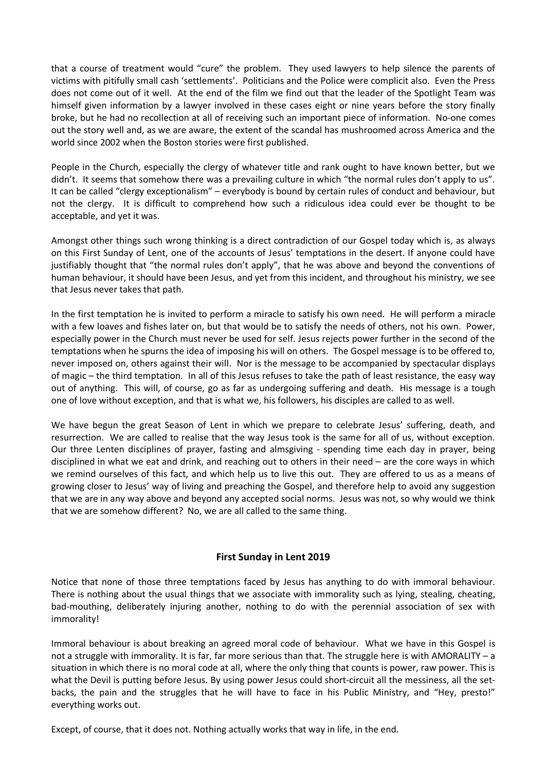that a course of treatment would "cure" the problem. They used lawyers to help silence the parents of victims with pitifully small cash 'settlements'. Politicians and the Police were complicit also. Even the Press does not come out of it well. At the end of the film we find out that the leader of the Spotlight Team was himself given information by a lawyer involved in these cases eight or nine years before the story finally broke, but he had no recollection at all of receiving such an important piece of information. No-one comes out the story well and, as we are aware, the extent of the scandal has mushroomed across America and the world since 2002 when the Boston stories were first published.

People in the Church, especially the clergy of whatever title and rank ought to have known better, but we didn't. It seems that somehow there was a prevailing culture in which "the normal rules don't apply to us". It can be called "clergy exceptionalism" – everybody is bound by certain rules of conduct and behaviour, but not the clergy. It is difficult to comprehend how such a ridiculous idea could ever be thought to be acceptable, and yet it was.

Amongst other things such wrong thinking is a direct contradiction of our Gospel today which is, as always on this First Sunday of Lent, one of the accounts of Jesus' temptations in the desert. If anyone could have justifiably thought that "the normal rules don't apply", that he was above and beyond the conventions of human behaviour, it should have been Jesus, and yet from this incident, and throughout his ministry, we see that Jesus never takes that path.

In the first temptation he is invited to perform a miracle to satisfy his own need. He will perform a miracle with a few loaves and fishes later on, but that would be to satisfy the needs of others, not his own. Power, especially power in the Church must never be used for self. Jesus rejects power further in the second of the temptations when he spurns the idea of imposing his will on others. The Gospel message is to be offered to, never imposed on, others against their will. Nor is the message to be accompanied by spectacular displays of magic – the third temptation. In all of this Jesus refuses to take the path of least resistance, the easy way out of anything. This will, of course, go as far as undergoing suffering and death. His message is a tough one of love without exception, and that is what we, his followers, his disciples are called to as well.

We have begun the great Season of Lent in which we prepare to celebrate Jesus' suffering, death, and resurrection. We are called to realise that the way Jesus took is the same for all of us, without exception. Our three Lenten disciplines of prayer, fasting and almsgiving - spending time each day in prayer, being disciplined in what we eat and drink, and reaching out to others in their need – are the core ways in which we remind ourselves of this fact, and which help us to live this out. They are offered to us as a means of growing closer to Jesus' way of living and preaching the Gospel, and therefore help to avoid any suggestion that we are in any way above and beyond any accepted social norms. Jesus was not, so why would we think that we are somehow different? No, we are all called to the same thing.

## First Sunday in Lent 2019

Notice that none of those three temptations faced by Jesus has anything to do with immoral behaviour. There is nothing about the usual things that we associate with immorality such as lying, stealing, cheating, bad-mouthing, deliberately injuring another, nothing to do with the perennial association of sex with immorality!

Immoral behaviour is about breaking an agreed moral code of behaviour. What we have in this Gospel is not a struggle with immorality. It is far, far more serious than that. The struggle here is with AMORALITY – a situation in which there is no moral code at all, where the only thing that counts is power, raw power. This is what the Devil is putting before Jesus. By using power Jesus could short-circuit all the messiness, all the set-backs, the pain and the struggles that he will have to face in his Public Ministry, and "Hey, presto!" everything works out.

Except, of course, that it does not. Nothing actually works that way in life, in the end.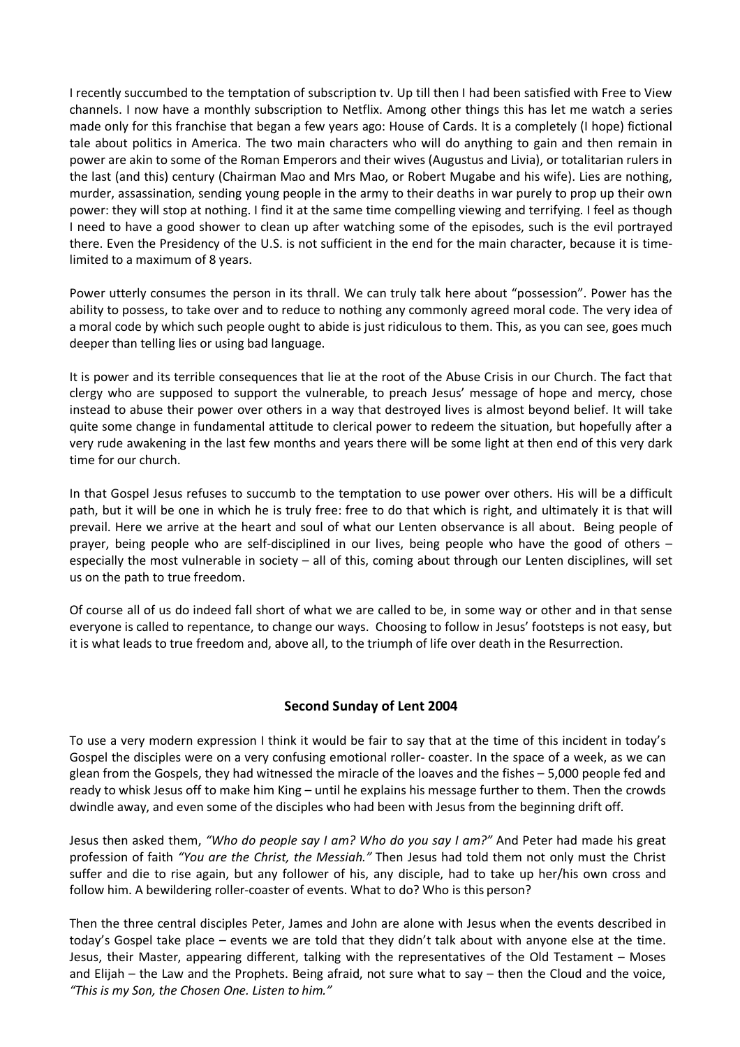I recently succumbed to the temptation of subscription tv. Up till then I had been satisfied with Free to View channels. I now have a monthly subscription to Netflix. Among other things this has let me watch a series made only for this franchise that began a few years ago: House of Cards. It is a completely (I hope) fictional tale about politics in America. The two main characters who will do anything to gain and then remain in power are akin to some of the Roman Emperors and their wives (Augustus and Livia), or totalitarian rulers in the last (and this) century (Chairman Mao and Mrs Mao, or Robert Mugabe and his wife). Lies are nothing, murder, assassination, sending young people in the army to their deaths in war purely to prop up their own power: they will stop at nothing. I find it at the same time compelling viewing and terrifying. I feel as though I need to have a good shower to clean up after watching some of the episodes, such is the evil portrayed there. Even the Presidency of the U.S. is not sufficient in the end for the main character, because it is time-limited to a maximum of 8 years.

Power utterly consumes the person in its thrall. We can truly talk here about "possession". Power has the ability to possess, to take over and to reduce to nothing any commonly agreed moral code. The very idea of a moral code by which such people ought to abide is just ridiculous to them. This, as you can see, goes much deeper than telling lies or using bad language.

It is power and its terrible consequences that lie at the root of the Abuse Crisis in our Church. The fact that clergy who are supposed to support the vulnerable, to preach Jesus' message of hope and mercy, chose instead to abuse their power over others in a way that destroyed lives is almost beyond belief. It will take quite some change in fundamental attitude to clerical power to redeem the situation, but hopefully after a very rude awakening in the last few months and years there will be some light at then end of this very dark time for our church.

In that Gospel Jesus refuses to succumb to the temptation to use power over others. His will be a difficult path, but it will be one in which he is truly free: free to do that which is right, and ultimately it is that will prevail. Here we arrive at the heart and soul of what our Lenten observance is all about. Being people of prayer, being people who are self-disciplined in our lives, being people who have the good of others – especially the most vulnerable in society – all of this, coming about through our Lenten disciplines, will set us on the path to true freedom.

Of course all of us do indeed fall short of what we are called to be, in some way or other and in that sense everyone is called to repentance, to change our ways. Choosing to follow in Jesus' footsteps is not easy, but it is what leads to true freedom and, above all, to the triumph of life over death in the Resurrection.

## Second Sunday of Lent 2004

To use a very modern expression I think it would be fair to say that at the time of this incident in today's Gospel the disciples were on a very confusing emotional roller- coaster. In the space of a week, as we can glean from the Gospels, they had witnessed the miracle of the loaves and the fishes – 5,000 people fed and ready to whisk Jesus off to make him King – until he explains his message further to them. Then the crowds dwindle away, and even some of the disciples who had been with Jesus from the beginning drift off.

Jesus then asked them, *"Who do people say I am? Who do you say I am?"* And Peter had made his great profession of faith *"You are the Christ, the Messiah."* Then Jesus had told them not only must the Christ suffer and die to rise again, but any follower of his, any disciple, had to take up her/his own cross and follow him. A bewildering roller-coaster of events. What to do? Who is this person?

Then the three central disciples Peter, James and John are alone with Jesus when the events described in today's Gospel take place – events we are told that they didn't talk about with anyone else at the time. Jesus, their Master, appearing different, talking with the representatives of the Old Testament – Moses and Elijah – the Law and the Prophets. Being afraid, not sure what to say – then the Cloud and the voice, *"This is my Son, the Chosen One. Listen to him."*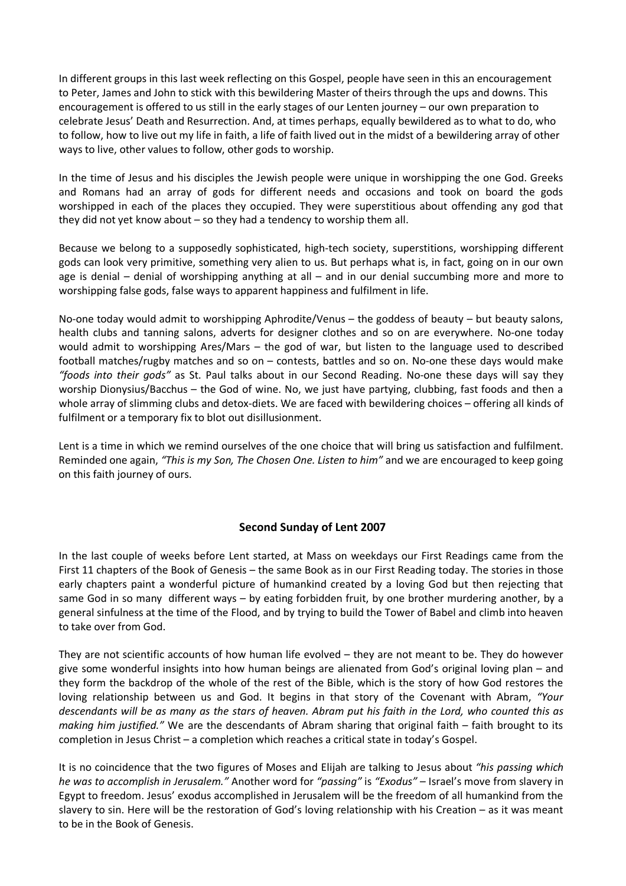In different groups in this last week reflecting on this Gospel, people have seen in this an encouragement to Peter, James and John to stick with this bewildering Master of theirs through the ups and downs. This encouragement is offered to us still in the early stages of our Lenten journey – our own preparation to celebrate Jesus' Death and Resurrection. And, at times perhaps, equally bewildered as to what to do, who to follow, how to live out my life in faith, a life of faith lived out in the midst of a bewildering array of other ways to live, other values to follow, other gods to worship.

In the time of Jesus and his disciples the Jewish people were unique in worshipping the one God. Greeks and Romans had an array of gods for different needs and occasions and took on board the gods worshipped in each of the places they occupied. They were superstitious about offending any god that they did not yet know about – so they had a tendency to worship them all.

Because we belong to a supposedly sophisticated, high-tech society, superstitions, worshipping different gods can look very primitive, something very alien to us. But perhaps what is, in fact, going on in our own age is denial – denial of worshipping anything at all – and in our denial succumbing more and more to worshipping false gods, false ways to apparent happiness and fulfilment in life.

No-one today would admit to worshipping Aphrodite/Venus – the goddess of beauty – but beauty salons, health clubs and tanning salons, adverts for designer clothes and so on are everywhere. No-one today would admit to worshipping Ares/Mars – the god of war, but listen to the language used to described football matches/rugby matches and so on – contests, battles and so on. No-one these days would make *"foods into their gods"* as St. Paul talks about in our Second Reading. No-one these days will say they worship Dionysius/Bacchus – the God of wine. No, we just have partying, clubbing, fast foods and then a whole array of slimming clubs and detox-diets. We are faced with bewildering choices – offering all kinds of fulfilment or a temporary fix to blot out disillusionment.

Lent is a time in which we remind ourselves of the one choice that will bring us satisfaction and fulfilment. Reminded one again, *"This is my Son, The Chosen One. Listen to him"* and we are encouraged to keep going on this faith journey of ours.

## Second Sunday of Lent 2007

In the last couple of weeks before Lent started, at Mass on weekdays our First Readings came from the First 11 chapters of the Book of Genesis – the same Book as in our First Reading today. The stories in those early chapters paint a wonderful picture of humankind created by a loving God but then rejecting that same God in so many different ways – by eating forbidden fruit, by one brother murdering another, by a general sinfulness at the time of the Flood, and by trying to build the Tower of Babel and climb into heaven to take over from God.

They are not scientific accounts of how human life evolved – they are not meant to be. They do however give some wonderful insights into how human beings are alienated from God's original loving plan – and they form the backdrop of the whole of the rest of the Bible, which is the story of how God restores the loving relationship between us and God. It begins in that story of the Covenant with Abram, *"Your descendants will be as many as the stars of heaven. Abram put his faith in the Lord, who counted this as making him justified."* We are the descendants of Abram sharing that original faith – faith brought to its completion in Jesus Christ – a completion which reaches a critical state in today's Gospel.

It is no coincidence that the two figures of Moses and Elijah are talking to Jesus about *"his passing which he was to accomplish in Jerusalem."* Another word for *"passing"* is *"Exodus"* – Israel's move from slavery in Egypt to freedom. Jesus' exodus accomplished in Jerusalem will be the freedom of all humankind from the slavery to sin. Here will be the restoration of God's loving relationship with his Creation – as it was meant to be in the Book of Genesis.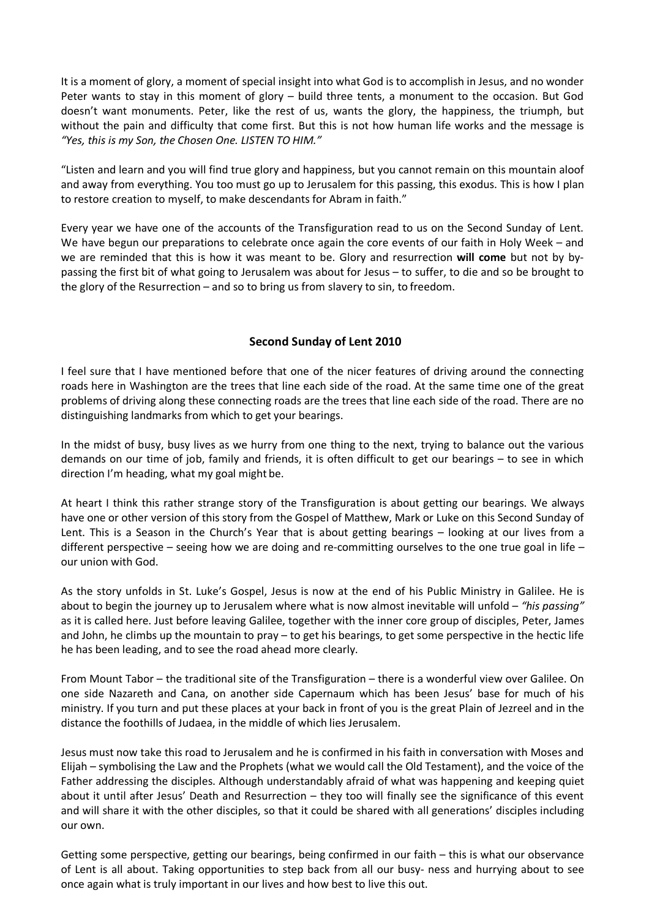It is a moment of glory, a moment of special insight into what God is to accomplish in Jesus, and no wonder Peter wants to stay in this moment of glory – build three tents, a monument to the occasion. But God doesn't want monuments. Peter, like the rest of us, wants the glory, the happiness, the triumph, but without the pain and difficulty that come first. But this is not how human life works and the message is *"Yes, this is my Son, the Chosen One. LISTEN TO HIM."*

"Listen and learn and you will find true glory and happiness, but you cannot remain on this mountain aloof and away from everything. You too must go up to Jerusalem for this passing, this exodus. This is how I plan to restore creation to myself, to make descendants for Abram in faith."

Every year we have one of the accounts of the Transfiguration read to us on the Second Sunday of Lent. We have begun our preparations to celebrate once again the core events of our faith in Holy Week – and we are reminded that this is how it was meant to be. Glory and resurrection **will come** but not by by-passing the first bit of what going to Jerusalem was about for Jesus – to suffer, to die and so be brought to the glory of the Resurrection – and so to bring us from slavery to sin, to freedom.

## Second Sunday of Lent 2010

I feel sure that I have mentioned before that one of the nicer features of driving around the connecting roads here in Washington are the trees that line each side of the road. At the same time one of the great problems of driving along these connecting roads are the trees that line each side of the road. There are no distinguishing landmarks from which to get your bearings.

In the midst of busy, busy lives as we hurry from one thing to the next, trying to balance out the various demands on our time of job, family and friends, it is often difficult to get our bearings – to see in which direction I'm heading, what my goal might be.

At heart I think this rather strange story of the Transfiguration is about getting our bearings. We always have one or other version of this story from the Gospel of Matthew, Mark or Luke on this Second Sunday of Lent. This is a Season in the Church's Year that is about getting bearings – looking at our lives from a different perspective – seeing how we are doing and re-committing ourselves to the one true goal in life – our union with God.

As the story unfolds in St. Luke's Gospel, Jesus is now at the end of his Public Ministry in Galilee. He is about to begin the journey up to Jerusalem where what is now almost inevitable will unfold – *"his passing"* as it is called here. Just before leaving Galilee, together with the inner core group of disciples, Peter, James and John, he climbs up the mountain to pray – to get his bearings, to get some perspective in the hectic life he has been leading, and to see the road ahead more clearly.

From Mount Tabor – the traditional site of the Transfiguration – there is a wonderful view over Galilee. On one side Nazareth and Cana, on another side Capernaum which has been Jesus' base for much of his ministry. If you turn and put these places at your back in front of you is the great Plain of Jezreel and in the distance the foothills of Judaea, in the middle of which lies Jerusalem.

Jesus must now take this road to Jerusalem and he is confirmed in his faith in conversation with Moses and Elijah – symbolising the Law and the Prophets (what we would call the Old Testament), and the voice of the Father addressing the disciples. Although understandably afraid of what was happening and keeping quiet about it until after Jesus' Death and Resurrection – they too will finally see the significance of this event and will share it with the other disciples, so that it could be shared with all generations' disciples including our own.

Getting some perspective, getting our bearings, being confirmed in our faith – this is what our observance of Lent is all about. Taking opportunities to step back from all our busy- ness and hurrying about to see once again what is truly important in our lives and how best to live this out.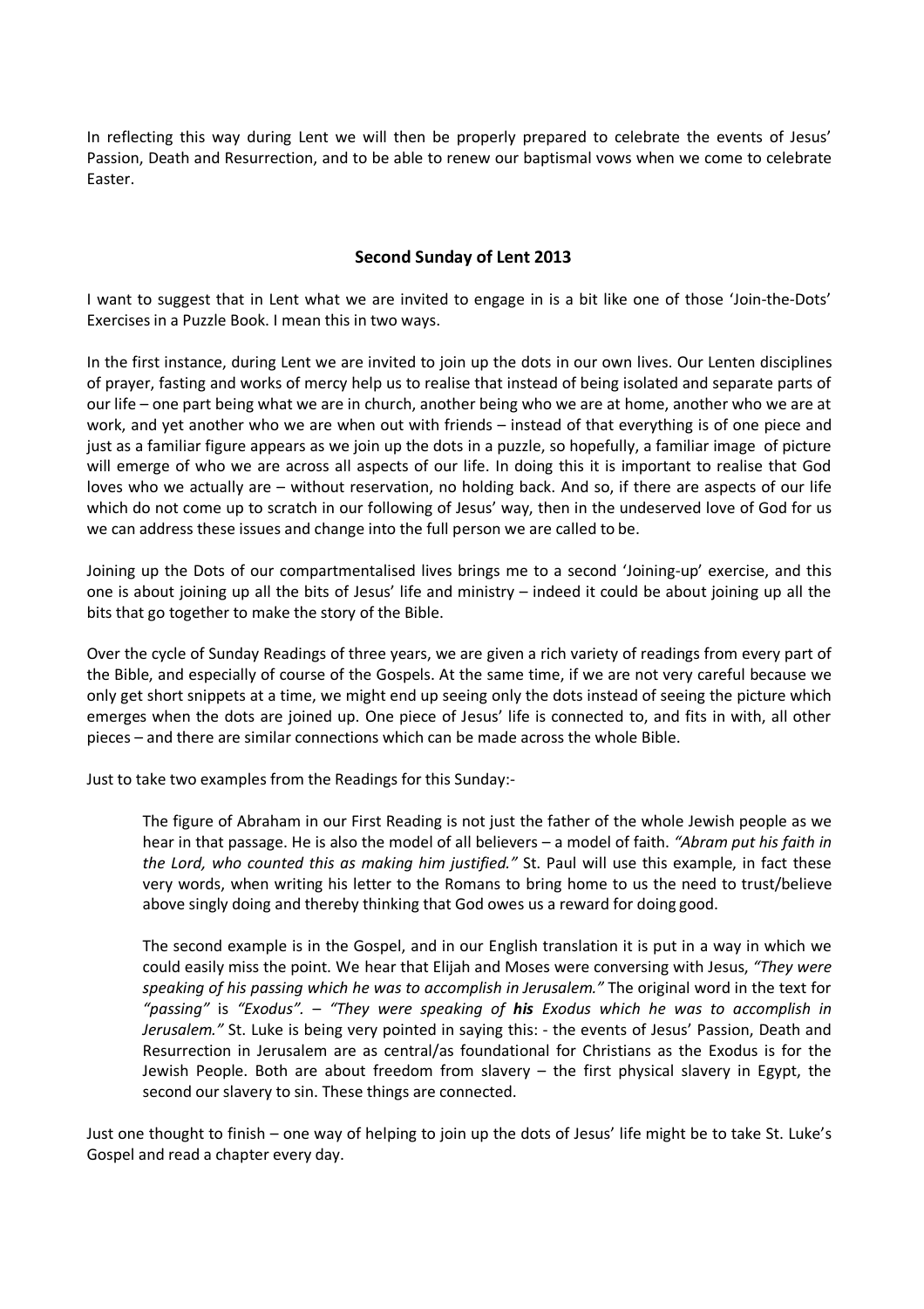In reflecting this way during Lent we will then be properly prepared to celebrate the events of Jesus' Passion, Death and Resurrection, and to be able to renew our baptismal vows when we come to celebrate Easter.

## Second Sunday of Lent 2013

I want to suggest that in Lent what we are invited to engage in is a bit like one of those 'Join-the-Dots' Exercises in a Puzzle Book. I mean this in two ways.

In the first instance, during Lent we are invited to join up the dots in our own lives. Our Lenten disciplines of prayer, fasting and works of mercy help us to realise that instead of being isolated and separate parts of our life – one part being what we are in church, another being who we are at home, another who we are at work, and yet another who we are when out with friends – instead of that everything is of one piece and just as a familiar figure appears as we join up the dots in a puzzle, so hopefully, a familiar image of picture will emerge of who we are across all aspects of our life. In doing this it is important to realise that God loves who we actually are – without reservation, no holding back. And so, if there are aspects of our life which do not come up to scratch in our following of Jesus' way, then in the undeserved love of God for us we can address these issues and change into the full person we are called to be.

Joining up the Dots of our compartmentalised lives brings me to a second 'Joining-up' exercise, and this one is about joining up all the bits of Jesus' life and ministry – indeed it could be about joining up all the bits that go together to make the story of the Bible.

Over the cycle of Sunday Readings of three years, we are given a rich variety of readings from every part of the Bible, and especially of course of the Gospels. At the same time, if we are not very careful because we only get short snippets at a time, we might end up seeing only the dots instead of seeing the picture which emerges when the dots are joined up. One piece of Jesus' life is connected to, and fits in with, all other pieces – and there are similar connections which can be made across the whole Bible.

Just to take two examples from the Readings for this Sunday:-

> The figure of Abraham in our First Reading is not just the father of the whole Jewish people as we hear in that passage. He is also the model of all believers – a model of faith. *"Abram put his faith in the Lord, who counted this as making him justified."* St. Paul will use this example, in fact these very words, when writing his letter to the Romans to bring home to us the need to trust/believe above singly doing and thereby thinking that God owes us a reward for doing good.
>
> The second example is in the Gospel, and in our English translation it is put in a way in which we could easily miss the point. We hear that Elijah and Moses were conversing with Jesus, *"They were speaking of his passing which he was to accomplish in Jerusalem."* The original word in the text for *"passing"* is *"Exodus". – "They were speaking of **his** Exodus which he was to accomplish in Jerusalem."* St. Luke is being very pointed in saying this: - the events of Jesus' Passion, Death and Resurrection in Jerusalem are as central/as foundational for Christians as the Exodus is for the Jewish People. Both are about freedom from slavery – the first physical slavery in Egypt, the second our slavery to sin. These things are connected.

Just one thought to finish – one way of helping to join up the dots of Jesus' life might be to take St. Luke's Gospel and read a chapter every day.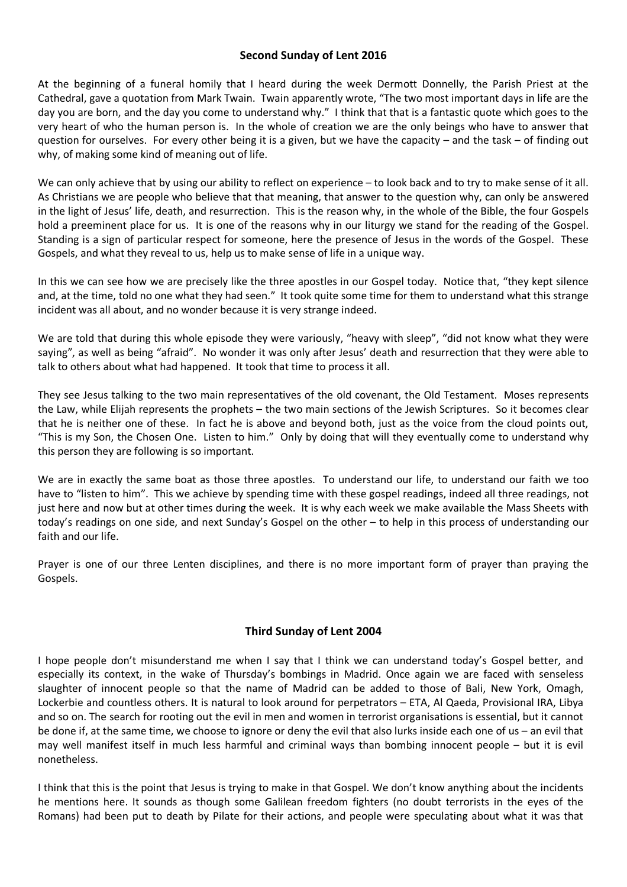## Second Sunday of Lent 2016

At the beginning of a funeral homily that I heard during the week Dermott Donnelly, the Parish Priest at the Cathedral, gave a quotation from Mark Twain. Twain apparently wrote, "The two most important days in life are the day you are born, and the day you come to understand why." I think that that is a fantastic quote which goes to the very heart of who the human person is. In the whole of creation we are the only beings who have to answer that question for ourselves. For every other being it is a given, but we have the capacity – and the task – of finding out why, of making some kind of meaning out of life.

We can only achieve that by using our ability to reflect on experience – to look back and to try to make sense of it all. As Christians we are people who believe that that meaning, that answer to the question why, can only be answered in the light of Jesus' life, death, and resurrection. This is the reason why, in the whole of the Bible, the four Gospels hold a preeminent place for us. It is one of the reasons why in our liturgy we stand for the reading of the Gospel. Standing is a sign of particular respect for someone, here the presence of Jesus in the words of the Gospel. These Gospels, and what they reveal to us, help us to make sense of life in a unique way.

In this we can see how we are precisely like the three apostles in our Gospel today. Notice that, "they kept silence and, at the time, told no one what they had seen." It took quite some time for them to understand what this strange incident was all about, and no wonder because it is very strange indeed.

We are told that during this whole episode they were variously, "heavy with sleep", "did not know what they were saying", as well as being "afraid". No wonder it was only after Jesus' death and resurrection that they were able to talk to others about what had happened. It took that time to process it all.

They see Jesus talking to the two main representatives of the old covenant, the Old Testament. Moses represents the Law, while Elijah represents the prophets – the two main sections of the Jewish Scriptures. So it becomes clear that he is neither one of these. In fact he is above and beyond both, just as the voice from the cloud points out, "This is my Son, the Chosen One. Listen to him." Only by doing that will they eventually come to understand why this person they are following is so important.

We are in exactly the same boat as those three apostles. To understand our life, to understand our faith we too have to "listen to him". This we achieve by spending time with these gospel readings, indeed all three readings, not just here and now but at other times during the week. It is why each week we make available the Mass Sheets with today's readings on one side, and next Sunday's Gospel on the other – to help in this process of understanding our faith and our life.

Prayer is one of our three Lenten disciplines, and there is no more important form of prayer than praying the Gospels.

## Third Sunday of Lent 2004

I hope people don't misunderstand me when I say that I think we can understand today's Gospel better, and especially its context, in the wake of Thursday's bombings in Madrid. Once again we are faced with senseless slaughter of innocent people so that the name of Madrid can be added to those of Bali, New York, Omagh, Lockerbie and countless others. It is natural to look around for perpetrators – ETA, Al Qaeda, Provisional IRA, Libya and so on. The search for rooting out the evil in men and women in terrorist organisations is essential, but it cannot be done if, at the same time, we choose to ignore or deny the evil that also lurks inside each one of us – an evil that may well manifest itself in much less harmful and criminal ways than bombing innocent people – but it is evil nonetheless.

I think that this is the point that Jesus is trying to make in that Gospel. We don't know anything about the incidents he mentions here. It sounds as though some Galilean freedom fighters (no doubt terrorists in the eyes of the Romans) had been put to death by Pilate for their actions, and people were speculating about what it was that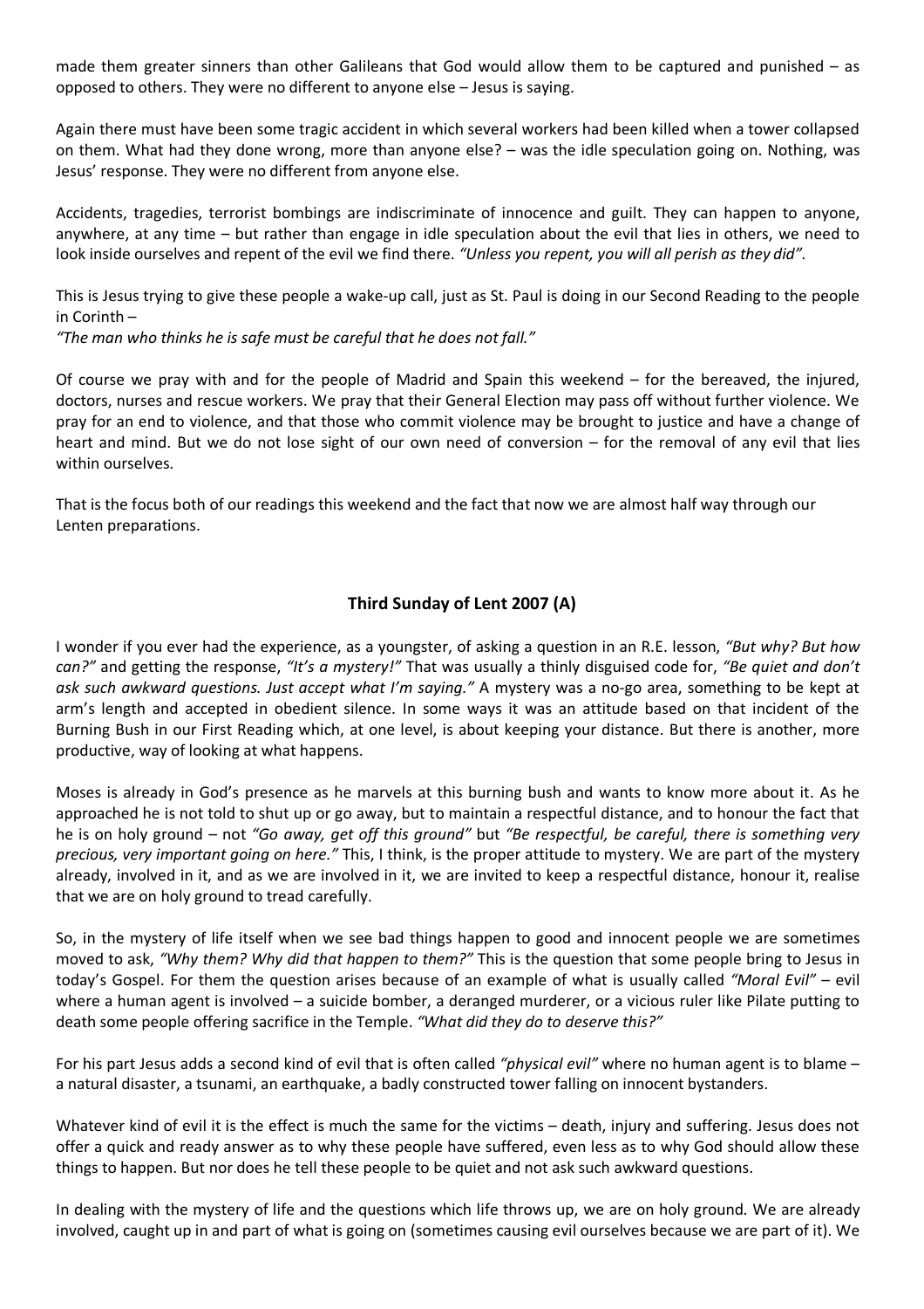made them greater sinners than other Galileans that God would allow them to be captured and punished – as opposed to others. They were no different to anyone else – Jesus is saying.

Again there must have been some tragic accident in which several workers had been killed when a tower collapsed on them. What had they done wrong, more than anyone else? – was the idle speculation going on. Nothing, was Jesus' response. They were no different from anyone else.

Accidents, tragedies, terrorist bombings are indiscriminate of innocence and guilt. They can happen to anyone, anywhere, at any time – but rather than engage in idle speculation about the evil that lies in others, we need to look inside ourselves and repent of the evil we find there. *"Unless you repent, you will all perish as they did".*

This is Jesus trying to give these people a wake-up call, just as St. Paul is doing in our Second Reading to the people in Corinth –
*"The man who thinks he is safe must be careful that he does not fall."*

Of course we pray with and for the people of Madrid and Spain this weekend – for the bereaved, the injured, doctors, nurses and rescue workers. We pray that their General Election may pass off without further violence. We pray for an end to violence, and that those who commit violence may be brought to justice and have a change of heart and mind. But we do not lose sight of our own need of conversion – for the removal of any evil that lies within ourselves.

That is the focus both of our readings this weekend and the fact that now we are almost half way through our Lenten preparations.

## Third Sunday of Lent 2007 (A)

I wonder if you ever had the experience, as a youngster, of asking a question in an R.E. lesson, *"But why? But how can?"* and getting the response, *"It's a mystery!"* That was usually a thinly disguised code for, *"Be quiet and don't ask such awkward questions. Just accept what I'm saying."* A mystery was a no-go area, something to be kept at arm's length and accepted in obedient silence. In some ways it was an attitude based on that incident of the Burning Bush in our First Reading which, at one level, is about keeping your distance. But there is another, more productive, way of looking at what happens.

Moses is already in God's presence as he marvels at this burning bush and wants to know more about it. As he approached he is not told to shut up or go away, but to maintain a respectful distance, and to honour the fact that he is on holy ground – not *"Go away, get off this ground"* but *"Be respectful, be careful, there is something very precious, very important going on here."* This, I think, is the proper attitude to mystery. We are part of the mystery already, involved in it, and as we are involved in it, we are invited to keep a respectful distance, honour it, realise that we are on holy ground to tread carefully.

So, in the mystery of life itself when we see bad things happen to good and innocent people we are sometimes moved to ask, *"Why them? Why did that happen to them?"* This is the question that some people bring to Jesus in today's Gospel. For them the question arises because of an example of what is usually called *"Moral Evil"* – evil where a human agent is involved – a suicide bomber, a deranged murderer, or a vicious ruler like Pilate putting to death some people offering sacrifice in the Temple. *"What did they do to deserve this?"*

For his part Jesus adds a second kind of evil that is often called *"physical evil"* where no human agent is to blame – a natural disaster, a tsunami, an earthquake, a badly constructed tower falling on innocent bystanders.

Whatever kind of evil it is the effect is much the same for the victims – death, injury and suffering. Jesus does not offer a quick and ready answer as to why these people have suffered, even less as to why God should allow these things to happen. But nor does he tell these people to be quiet and not ask such awkward questions.

In dealing with the mystery of life and the questions which life throws up, we are on holy ground. We are already involved, caught up in and part of what is going on (sometimes causing evil ourselves because we are part of it). We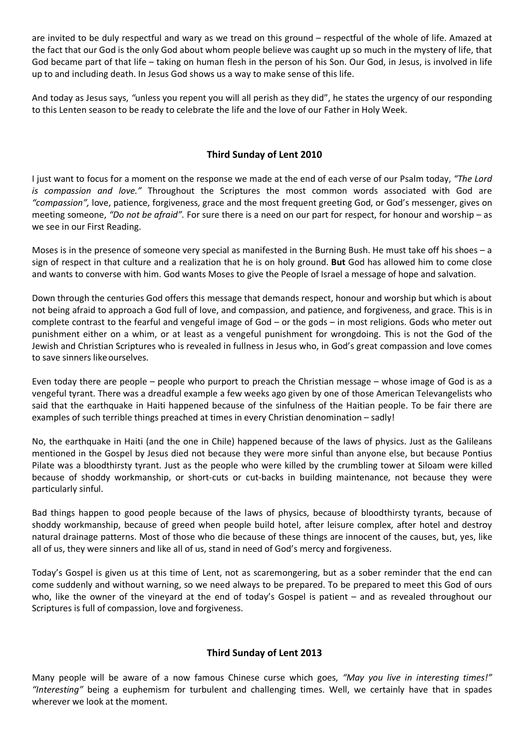are invited to be duly respectful and wary as we tread on this ground – respectful of the whole of life. Amazed at the fact that our God is the only God about whom people believe was caught up so much in the mystery of life, that God became part of that life – taking on human flesh in the person of his Son. Our God, in Jesus, is involved in life up to and including death. In Jesus God shows us a way to make sense of this life.

And today as Jesus says, *"*unless you repent you will all perish as they did", he states the urgency of our responding to this Lenten season to be ready to celebrate the life and the love of our Father in Holy Week.

## Third Sunday of Lent 2010

I just want to focus for a moment on the response we made at the end of each verse of our Psalm today, *"The Lord is compassion and love."* Throughout the Scriptures the most common words associated with God are *"compassion",* love, patience, forgiveness, grace and the most frequent greeting God, or God's messenger, gives on meeting someone, *"Do not be afraid".* For sure there is a need on our part for respect, for honour and worship – as we see in our First Reading.

Moses is in the presence of someone very special as manifested in the Burning Bush. He must take off his shoes – a sign of respect in that culture and a realization that he is on holy ground. **But** God has allowed him to come close and wants to converse with him. God wants Moses to give the People of Israel a message of hope and salvation.

Down through the centuries God offers this message that demands respect, honour and worship but which is about not being afraid to approach a God full of love, and compassion, and patience, and forgiveness, and grace. This is in complete contrast to the fearful and vengeful image of God – or the gods – in most religions. Gods who meter out punishment either on a whim, or at least as a vengeful punishment for wrongdoing. This is not the God of the Jewish and Christian Scriptures who is revealed in fullness in Jesus who, in God's great compassion and love comes to save sinners like ourselves.

Even today there are people – people who purport to preach the Christian message – whose image of God is as a vengeful tyrant. There was a dreadful example a few weeks ago given by one of those American Televangelists who said that the earthquake in Haiti happened because of the sinfulness of the Haitian people. To be fair there are examples of such terrible things preached at times in every Christian denomination – sadly!

No, the earthquake in Haiti (and the one in Chile) happened because of the laws of physics. Just as the Galileans mentioned in the Gospel by Jesus died not because they were more sinful than anyone else, but because Pontius Pilate was a bloodthirsty tyrant. Just as the people who were killed by the crumbling tower at Siloam were killed because of shoddy workmanship, or short-cuts or cut-backs in building maintenance, not because they were particularly sinful.

Bad things happen to good people because of the laws of physics, because of bloodthirsty tyrants, because of shoddy workmanship, because of greed when people build hotel, after leisure complex, after hotel and destroy natural drainage patterns. Most of those who die because of these things are innocent of the causes, but, yes, like all of us, they were sinners and like all of us, stand in need of God's mercy and forgiveness.

Today's Gospel is given us at this time of Lent, not as scaremongering, but as a sober reminder that the end can come suddenly and without warning, so we need always to be prepared. To be prepared to meet this God of ours who, like the owner of the vineyard at the end of today's Gospel is patient – and as revealed throughout our Scriptures is full of compassion, love and forgiveness.

## Third Sunday of Lent 2013

Many people will be aware of a now famous Chinese curse which goes, *"May you live in interesting times!" "Interesting"* being a euphemism for turbulent and challenging times. Well, we certainly have that in spades wherever we look at the moment.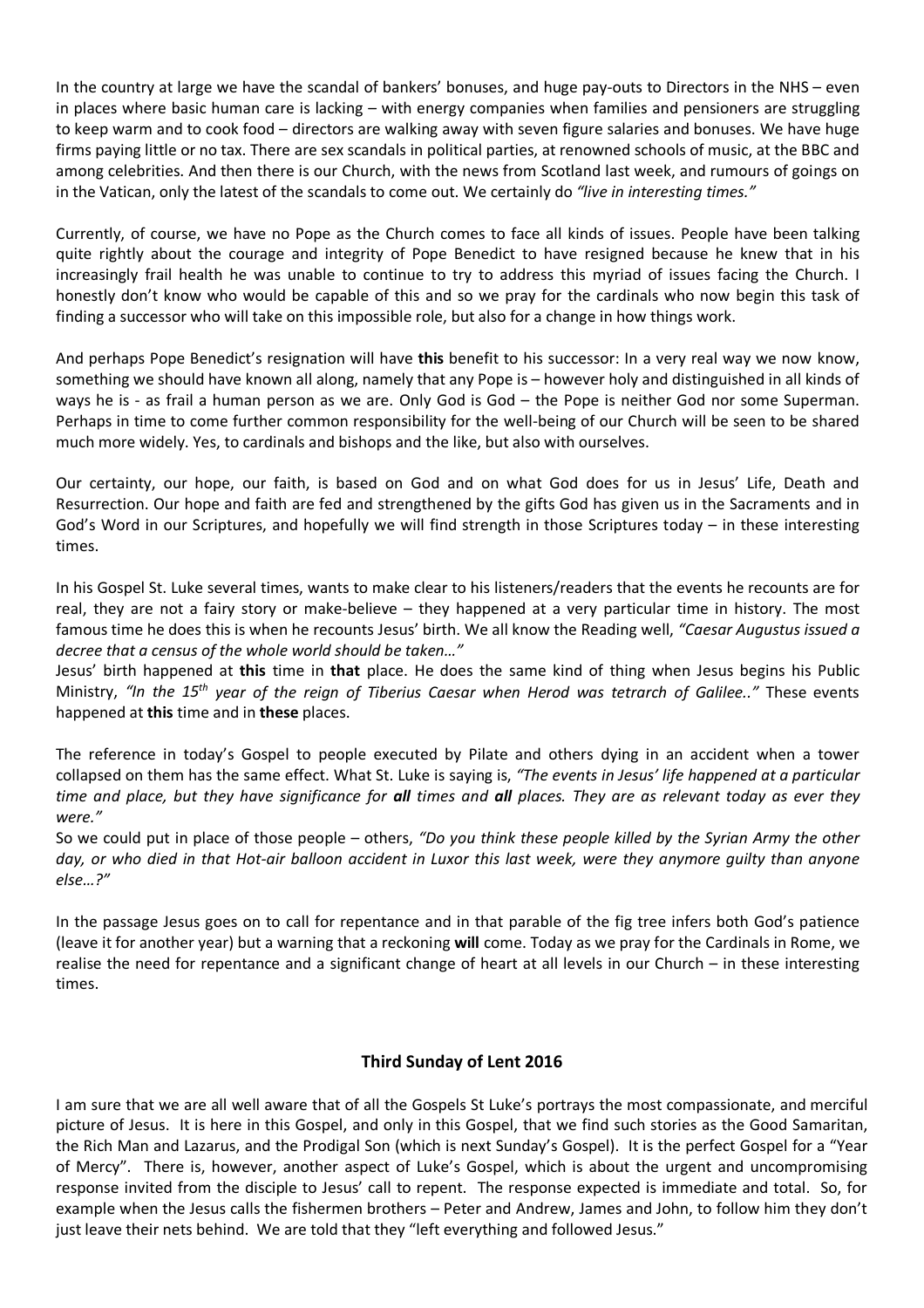In the country at large we have the scandal of bankers' bonuses, and huge pay-outs to Directors in the NHS – even in places where basic human care is lacking – with energy companies when families and pensioners are struggling to keep warm and to cook food – directors are walking away with seven figure salaries and bonuses. We have huge firms paying little or no tax. There are sex scandals in political parties, at renowned schools of music, at the BBC and among celebrities. And then there is our Church, with the news from Scotland last week, and rumours of goings on in the Vatican, only the latest of the scandals to come out. We certainly do *"live in interesting times."*

Currently, of course, we have no Pope as the Church comes to face all kinds of issues. People have been talking quite rightly about the courage and integrity of Pope Benedict to have resigned because he knew that in his increasingly frail health he was unable to continue to try to address this myriad of issues facing the Church. I honestly don't know who would be capable of this and so we pray for the cardinals who now begin this task of finding a successor who will take on this impossible role, but also for a change in how things work.

And perhaps Pope Benedict's resignation will have **this** benefit to his successor: In a very real way we now know, something we should have known all along, namely that any Pope is – however holy and distinguished in all kinds of ways he is - as frail a human person as we are. Only God is God – the Pope is neither God nor some Superman. Perhaps in time to come further common responsibility for the well-being of our Church will be seen to be shared much more widely. Yes, to cardinals and bishops and the like, but also with ourselves.

Our certainty, our hope, our faith, is based on God and on what God does for us in Jesus' Life, Death and Resurrection. Our hope and faith are fed and strengthened by the gifts God has given us in the Sacraments and in God's Word in our Scriptures, and hopefully we will find strength in those Scriptures today – in these interesting times.

In his Gospel St. Luke several times, wants to make clear to his listeners/readers that the events he recounts are for real, they are not a fairy story or make-believe – they happened at a very particular time in history. The most famous time he does this is when he recounts Jesus' birth. We all know the Reading well, *"Caesar Augustus issued a decree that a census of the whole world should be taken…"*

Jesus' birth happened at **this** time in **that** place. He does the same kind of thing when Jesus begins his Public Ministry, *"In the 15th year of the reign of Tiberius Caesar when Herod was tetrarch of Galilee.."* These events happened at **this** time and in **these** places.

The reference in today's Gospel to people executed by Pilate and others dying in an accident when a tower collapsed on them has the same effect. What St. Luke is saying is, *"The events in Jesus' life happened at a particular time and place, but they have significance for **all** times and **all** places. They are as relevant today as ever they were."*

So we could put in place of those people – others, *"Do you think these people killed by the Syrian Army the other day, or who died in that Hot-air balloon accident in Luxor this last week, were they anymore guilty than anyone else…?"*

In the passage Jesus goes on to call for repentance and in that parable of the fig tree infers both God's patience (leave it for another year) but a warning that a reckoning **will** come. Today as we pray for the Cardinals in Rome, we realise the need for repentance and a significant change of heart at all levels in our Church – in these interesting times.

## Third Sunday of Lent 2016

I am sure that we are all well aware that of all the Gospels St Luke's portrays the most compassionate, and merciful picture of Jesus. It is here in this Gospel, and only in this Gospel, that we find such stories as the Good Samaritan, the Rich Man and Lazarus, and the Prodigal Son (which is next Sunday's Gospel). It is the perfect Gospel for a "Year of Mercy". There is, however, another aspect of Luke's Gospel, which is about the urgent and uncompromising response invited from the disciple to Jesus' call to repent. The response expected is immediate and total. So, for example when the Jesus calls the fishermen brothers – Peter and Andrew, James and John, to follow him they don't just leave their nets behind. We are told that they "left everything and followed Jesus."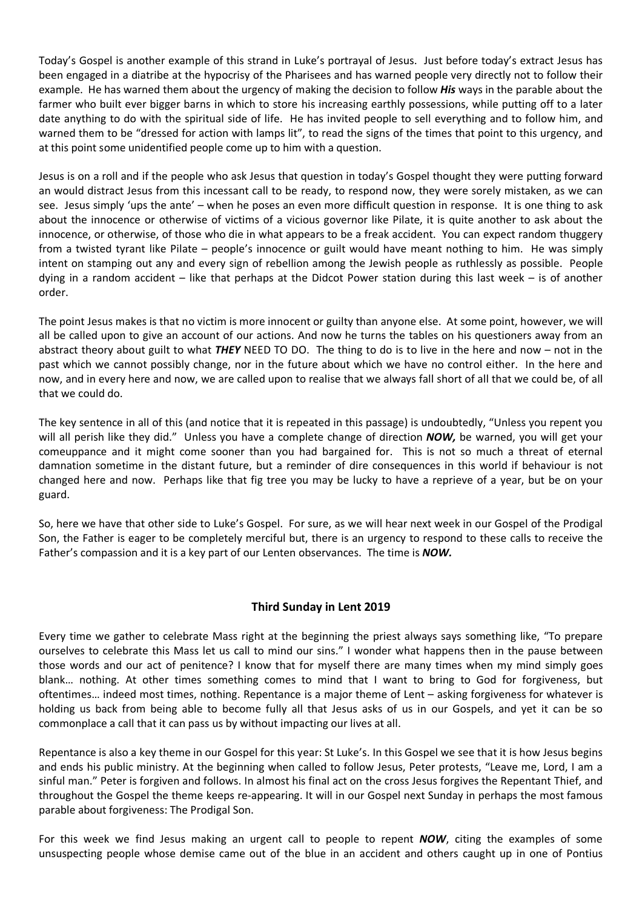Today's Gospel is another example of this strand in Luke's portrayal of Jesus. Just before today's extract Jesus has been engaged in a diatribe at the hypocrisy of the Pharisees and has warned people very directly not to follow their example. He has warned them about the urgency of making the decision to follow ***His*** ways in the parable about the farmer who built ever bigger barns in which to store his increasing earthly possessions, while putting off to a later date anything to do with the spiritual side of life. He has invited people to sell everything and to follow him, and warned them to be "dressed for action with lamps lit", to read the signs of the times that point to this urgency, and at this point some unidentified people come up to him with a question.

Jesus is on a roll and if the people who ask Jesus that question in today's Gospel thought they were putting forward an would distract Jesus from this incessant call to be ready, to respond now, they were sorely mistaken, as we can see. Jesus simply 'ups the ante' – when he poses an even more difficult question in response. It is one thing to ask about the innocence or otherwise of victims of a vicious governor like Pilate, it is quite another to ask about the innocence, or otherwise, of those who die in what appears to be a freak accident. You can expect random thuggery from a twisted tyrant like Pilate – people's innocence or guilt would have meant nothing to him. He was simply intent on stamping out any and every sign of rebellion among the Jewish people as ruthlessly as possible. People dying in a random accident – like that perhaps at the Didcot Power station during this last week – is of another order.

The point Jesus makes is that no victim is more innocent or guilty than anyone else. At some point, however, we will all be called upon to give an account of our actions. And now he turns the tables on his questioners away from an abstract theory about guilt to what ***THEY*** NEED TO DO. The thing to do is to live in the here and now – not in the past which we cannot possibly change, nor in the future about which we have no control either. In the here and now, and in every here and now, we are called upon to realise that we always fall short of all that we could be, of all that we could do.

The key sentence in all of this (and notice that it is repeated in this passage) is undoubtedly, "Unless you repent you will all perish like they did." Unless you have a complete change of direction ***NOW,*** be warned, you will get your comeuppance and it might come sooner than you had bargained for. This is not so much a threat of eternal damnation sometime in the distant future, but a reminder of dire consequences in this world if behaviour is not changed here and now. Perhaps like that fig tree you may be lucky to have a reprieve of a year, but be on your guard.

So, here we have that other side to Luke's Gospel. For sure, as we will hear next week in our Gospel of the Prodigal Son, the Father is eager to be completely merciful but, there is an urgency to respond to these calls to receive the Father's compassion and it is a key part of our Lenten observances. The time is ***NOW.***

## Third Sunday in Lent 2019

Every time we gather to celebrate Mass right at the beginning the priest always says something like, "To prepare ourselves to celebrate this Mass let us call to mind our sins." I wonder what happens then in the pause between those words and our act of penitence? I know that for myself there are many times when my mind simply goes blank… nothing. At other times something comes to mind that I want to bring to God for forgiveness, but oftentimes… indeed most times, nothing. Repentance is a major theme of Lent – asking forgiveness for whatever is holding us back from being able to become fully all that Jesus asks of us in our Gospels, and yet it can be so commonplace a call that it can pass us by without impacting our lives at all.

Repentance is also a key theme in our Gospel for this year: St Luke's. In this Gospel we see that it is how Jesus begins and ends his public ministry. At the beginning when called to follow Jesus, Peter protests, "Leave me, Lord, I am a sinful man." Peter is forgiven and follows. In almost his final act on the cross Jesus forgives the Repentant Thief, and throughout the Gospel the theme keeps re-appearing. It will in our Gospel next Sunday in perhaps the most famous parable about forgiveness: The Prodigal Son.

For this week we find Jesus making an urgent call to people to repent ***NOW***, citing the examples of some unsuspecting people whose demise came out of the blue in an accident and others caught up in one of Pontius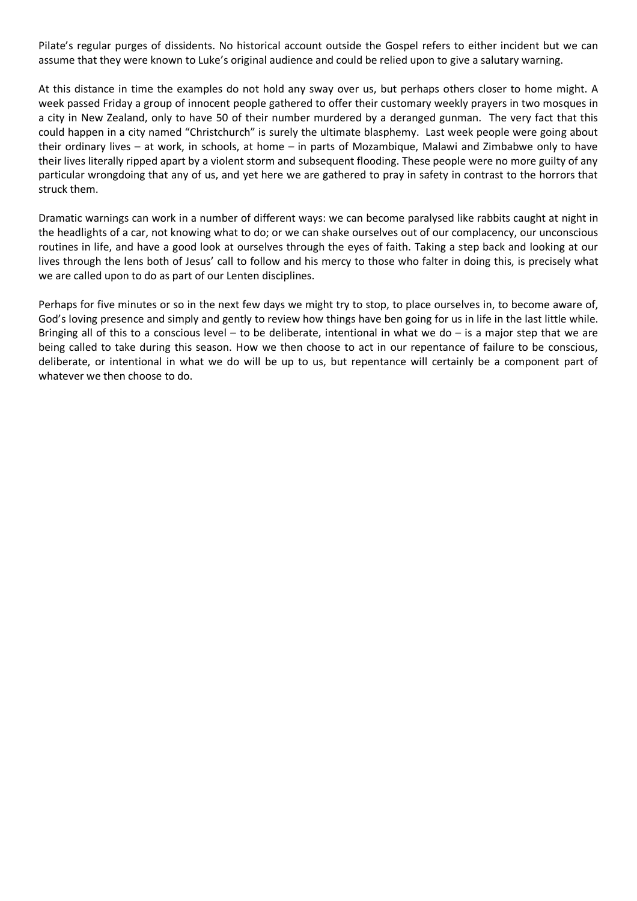Pilate's regular purges of dissidents. No historical account outside the Gospel refers to either incident but we can assume that they were known to Luke's original audience and could be relied upon to give a salutary warning.

At this distance in time the examples do not hold any sway over us, but perhaps others closer to home might. A week passed Friday a group of innocent people gathered to offer their customary weekly prayers in two mosques in a city in New Zealand, only to have 50 of their number murdered by a deranged gunman. The very fact that this could happen in a city named "Christchurch" is surely the ultimate blasphemy. Last week people were going about their ordinary lives – at work, in schools, at home – in parts of Mozambique, Malawi and Zimbabwe only to have their lives literally ripped apart by a violent storm and subsequent flooding. These people were no more guilty of any particular wrongdoing that any of us, and yet here we are gathered to pray in safety in contrast to the horrors that struck them.

Dramatic warnings can work in a number of different ways: we can become paralysed like rabbits caught at night in the headlights of a car, not knowing what to do; or we can shake ourselves out of our complacency, our unconscious routines in life, and have a good look at ourselves through the eyes of faith. Taking a step back and looking at our lives through the lens both of Jesus' call to follow and his mercy to those who falter in doing this, is precisely what we are called upon to do as part of our Lenten disciplines.

Perhaps for five minutes or so in the next few days we might try to stop, to place ourselves in, to become aware of, God's loving presence and simply and gently to review how things have ben going for us in life in the last little while. Bringing all of this to a conscious level – to be deliberate, intentional in what we do – is a major step that we are being called to take during this season. How we then choose to act in our repentance of failure to be conscious, deliberate, or intentional in what we do will be up to us, but repentance will certainly be a component part of whatever we then choose to do.